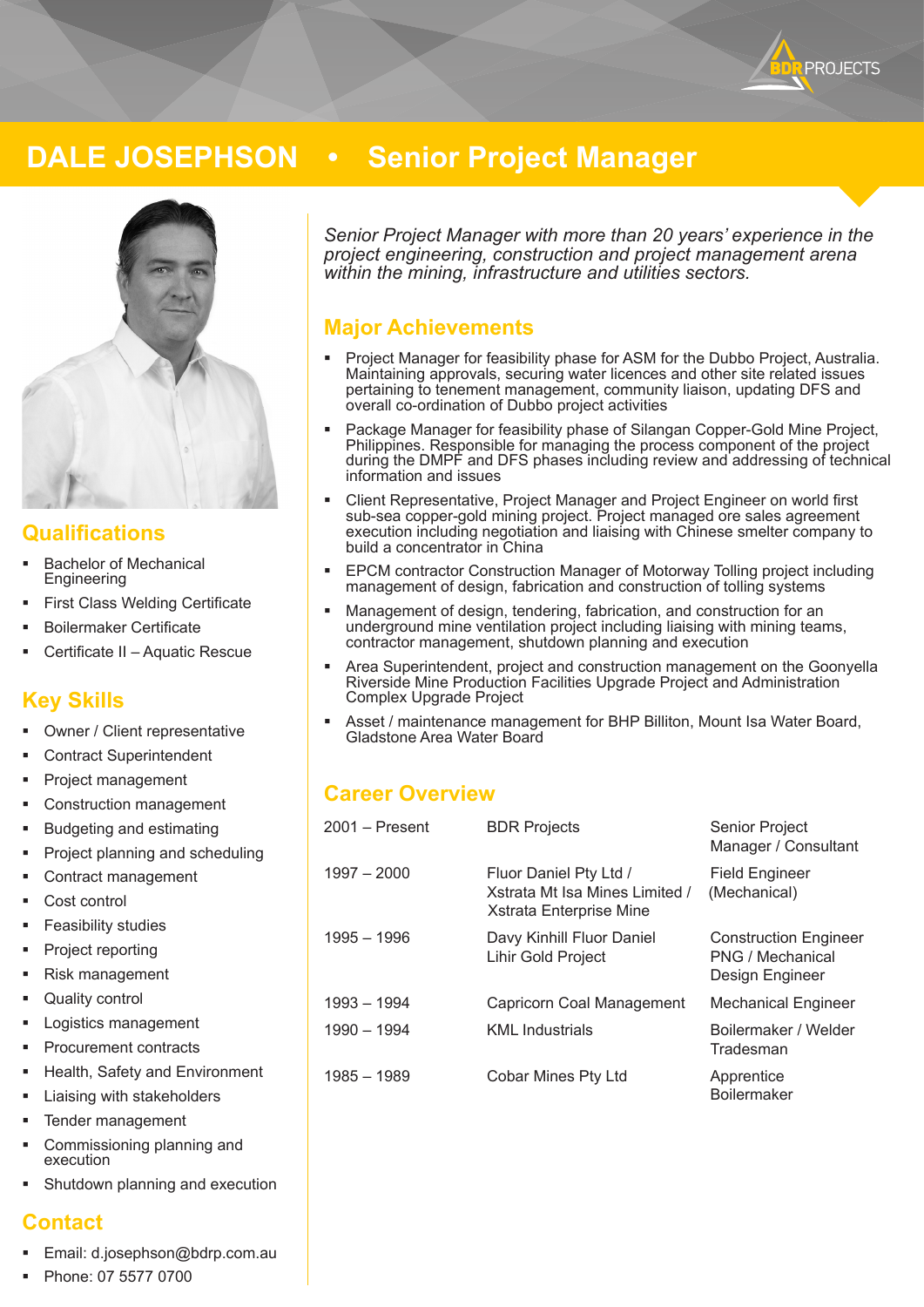# DALE JOSEPHSON • Senior Project Manager

*Senior Project Manager with more than 20 years' experience in the project engineering, construction and project management arena within the mining, infrastructure and utilities sectors.*

## Qualifications

- Bachelor of Mechanical Engineering
- First Class Welding Certificate
- Boilermaker Certificate
- Certificate II – Aquatic Rescue

## Key Skills

- Owner / Client representative
- Contract Superintendent
- Project management
- Construction management
- Budgeting and estimating
- Project planning and scheduling
- Contract management
- Cost control
- Feasibility studies
- Project reporting
- Risk management
- Quality control
- Logistics management
- Procurement contracts
- Health, Safety and Environment
- Liaising with stakeholders
- Tender management
- Commissioning planning and execution
- Shutdown planning and execution

## Contact

- Email: d.josephson@bdrp.com.au
- Phone: 07 5577 0700

## Major Achievements

- Project Manager for feasibility phase for ASM for the Dubbo Project, Australia. Maintaining approvals, securing water licences and other site related issues pertaining to tenement management, community liaison, updating DFS and overall co-ordination of Dubbo project activities
- Package Manager for feasibility phase of Silangan Copper-Gold Mine Project, Philippines. Responsible for managing the process component of the project during the DMPF and DFS phases including review and addressing of technical information and issues
- Client Representative, Project Manager and Project Engineer on world first sub-sea copper-gold mining project. Project managed ore sales agreement execution including negotiation and liaising with Chinese smelter company to build a concentrator in China
- EPCM contractor Construction Manager of Motorway Tolling project including management of design, fabrication and construction of tolling systems
- Management of design, tendering, fabrication, and construction for an underground mine ventilation project including liaising with mining teams, contractor management, shutdown planning and execution
- Area Superintendent, project and construction management on the Goonyella Riverside Mine Production Facilities Upgrade Project and Administration Complex Upgrade Project
- Asset / maintenance management for BHP Billiton, Mount Isa Water Board, Gladstone Area Water Board

## Career Overview

| Period | Company | Role |
|---|---|---|
| 2001 – Present | BDR Projects | Senior Project Manager / Consultant |
| 1997 – 2000 | Fluor Daniel Pty Ltd / Xstrata Mt Isa Mines Limited / Xstrata Enterprise Mine | Field Engineer (Mechanical) |
| 1995 – 1996 | Davy Kinhill Fluor Daniel Lihir Gold Project | Construction Engineer PNG / Mechanical Design Engineer |
| 1993 – 1994 | Capricorn Coal Management | Mechanical Engineer |
| 1990 – 1994 | KML Industrials | Boilermaker / Welder Tradesman |
| 1985 – 1989 | Cobar Mines Pty Ltd | Apprentice Boilermaker |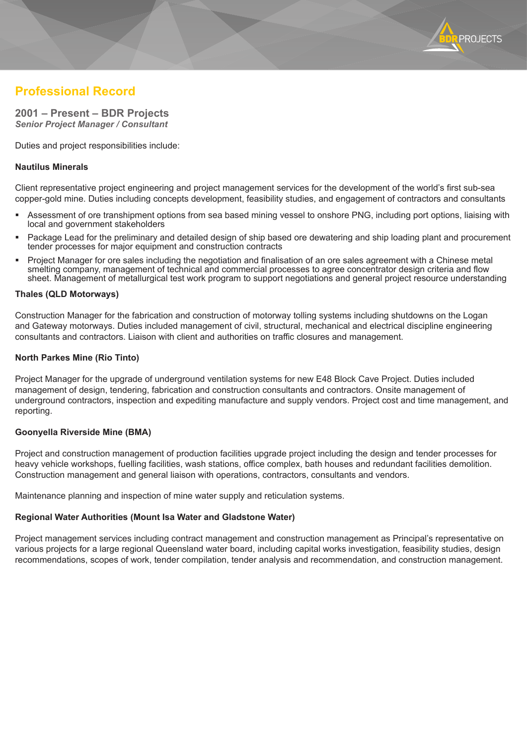## Professional Record

### 2001 – Present – BDR Projects
***Senior Project Manager / Consultant***

Duties and project responsibilities include:

**Nautilus Minerals**

Client representative project engineering and project management services for the development of the world's first sub-sea copper-gold mine. Duties including concepts development, feasibility studies, and engagement of contractors and consultants

- Assessment of ore transhipment options from sea based mining vessel to onshore PNG, including port options, liaising with local and government stakeholders
- Package Lead for the preliminary and detailed design of ship based ore dewatering and ship loading plant and procurement tender processes for major equipment and construction contracts
- Project Manager for ore sales including the negotiation and finalisation of an ore sales agreement with a Chinese metal smelting company, management of technical and commercial processes to agree concentrator design criteria and flow sheet. Management of metallurgical test work program to support negotiations and general project resource understanding

**Thales (QLD Motorways)**

Construction Manager for the fabrication and construction of motorway tolling systems including shutdowns on the Logan and Gateway motorways. Duties included management of civil, structural, mechanical and electrical discipline engineering consultants and contractors. Liaison with client and authorities on traffic closures and management.

**North Parkes Mine (Rio Tinto)**

Project Manager for the upgrade of underground ventilation systems for new E48 Block Cave Project. Duties included management of design, tendering, fabrication and construction consultants and contractors. Onsite management of underground contractors, inspection and expediting manufacture and supply vendors. Project cost and time management, and reporting.

**Goonyella Riverside Mine (BMA)**

Project and construction management of production facilities upgrade project including the design and tender processes for heavy vehicle workshops, fuelling facilities, wash stations, office complex, bath houses and redundant facilities demolition. Construction management and general liaison with operations, contractors, consultants and vendors.

Maintenance planning and inspection of mine water supply and reticulation systems.

**Regional Water Authorities (Mount Isa Water and Gladstone Water)**

Project management services including contract management and construction management as Principal's representative on various projects for a large regional Queensland water board, including capital works investigation, feasibility studies, design recommendations, scopes of work, tender compilation, tender analysis and recommendation, and construction management.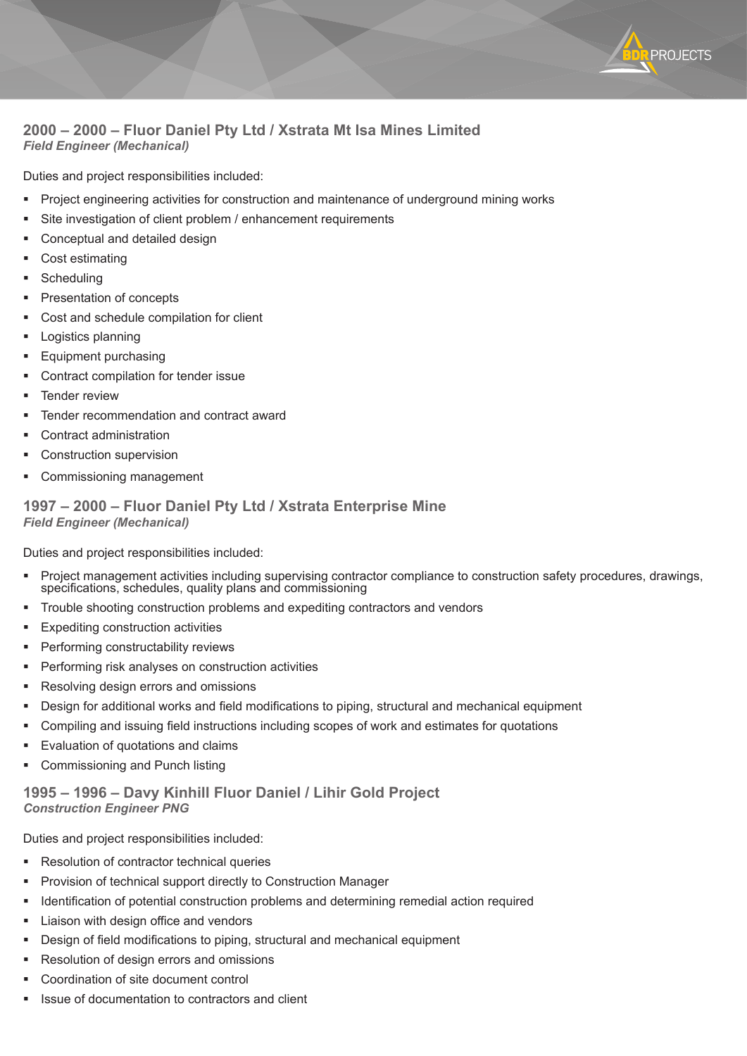### 2000 – 2000 – Fluor Daniel Pty Ltd / Xstrata Mt Isa Mines Limited
*Field Engineer (Mechanical)*

Duties and project responsibilities included:

- Project engineering activities for construction and maintenance of underground mining works
- Site investigation of client problem / enhancement requirements
- Conceptual and detailed design
- Cost estimating
- Scheduling
- Presentation of concepts
- Cost and schedule compilation for client
- Logistics planning
- Equipment purchasing
- Contract compilation for tender issue
- Tender review
- Tender recommendation and contract award
- Contract administration
- Construction supervision
- Commissioning management

### 1997 – 2000 – Fluor Daniel Pty Ltd / Xstrata Enterprise Mine
*Field Engineer (Mechanical)*

Duties and project responsibilities included:

- Project management activities including supervising contractor compliance to construction safety procedures, drawings, specifications, schedules, quality plans and commissioning
- Trouble shooting construction problems and expediting contractors and vendors
- Expediting construction activities
- Performing constructability reviews
- Performing risk analyses on construction activities
- Resolving design errors and omissions
- Design for additional works and field modifications to piping, structural and mechanical equipment
- Compiling and issuing field instructions including scopes of work and estimates for quotations
- Evaluation of quotations and claims
- Commissioning and Punch listing

### 1995 – 1996 – Davy Kinhill Fluor Daniel / Lihir Gold Project
*Construction Engineer PNG*

Duties and project responsibilities included:

- Resolution of contractor technical queries
- Provision of technical support directly to Construction Manager
- Identification of potential construction problems and determining remedial action required
- Liaison with design office and vendors
- Design of field modifications to piping, structural and mechanical equipment
- Resolution of design errors and omissions
- Coordination of site document control
- Issue of documentation to contractors and client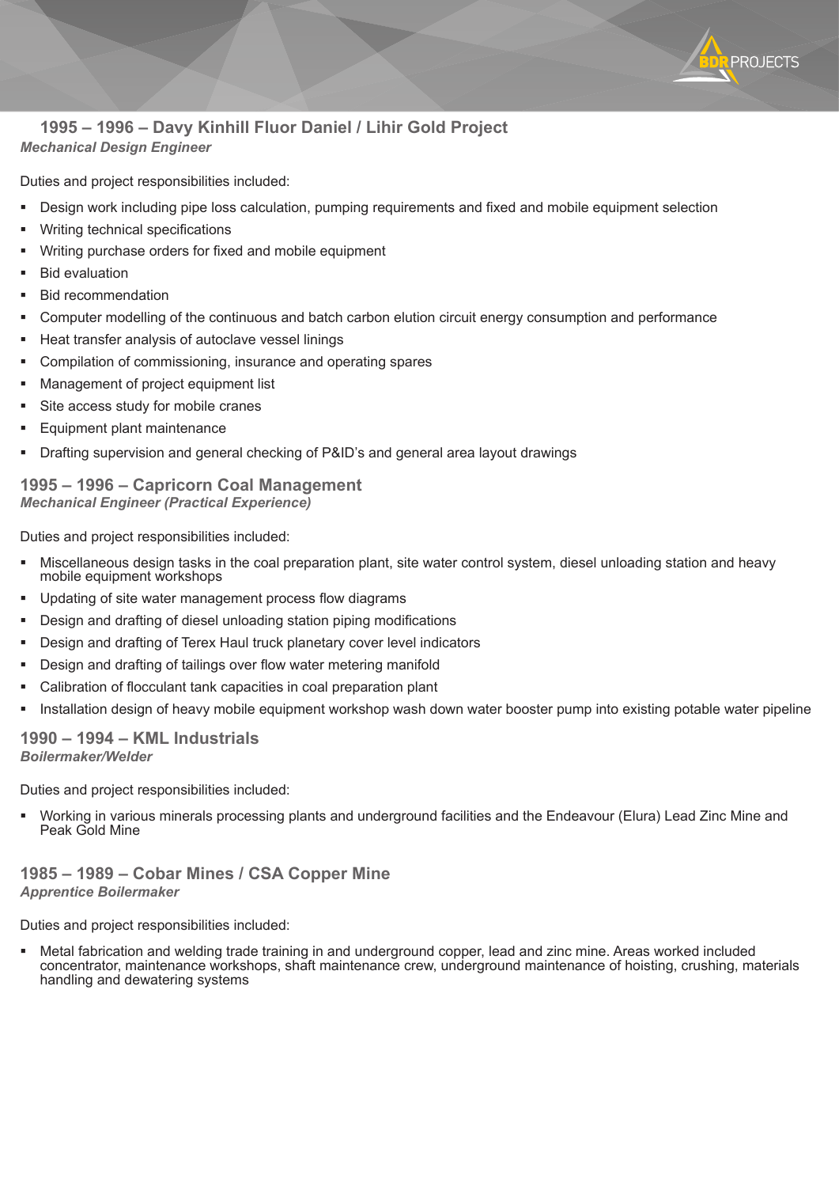### 1995 – 1996 – Davy Kinhill Fluor Daniel / Lihir Gold Project

***Mechanical Design Engineer***

Duties and project responsibilities included:

- Design work including pipe loss calculation, pumping requirements and fixed and mobile equipment selection
- Writing technical specifications
- Writing purchase orders for fixed and mobile equipment
- Bid evaluation
- Bid recommendation
- Computer modelling of the continuous and batch carbon elution circuit energy consumption and performance
- Heat transfer analysis of autoclave vessel linings
- Compilation of commissioning, insurance and operating spares
- Management of project equipment list
- Site access study for mobile cranes
- Equipment plant maintenance
- Drafting supervision and general checking of P&ID's and general area layout drawings

### 1995 – 1996 – Capricorn Coal Management

***Mechanical Engineer (Practical Experience)***

Duties and project responsibilities included:

- Miscellaneous design tasks in the coal preparation plant, site water control system, diesel unloading station and heavy mobile equipment workshops
- Updating of site water management process flow diagrams
- Design and drafting of diesel unloading station piping modifications
- Design and drafting of Terex Haul truck planetary cover level indicators
- Design and drafting of tailings over flow water metering manifold
- Calibration of flocculant tank capacities in coal preparation plant
- Installation design of heavy mobile equipment workshop wash down water booster pump into existing potable water pipeline

### 1990 – 1994 – KML Industrials

***Boilermaker/Welder***

Duties and project responsibilities included:

- Working in various minerals processing plants and underground facilities and the Endeavour (Elura) Lead Zinc Mine and Peak Gold Mine

### 1985 – 1989 – Cobar Mines / CSA Copper Mine

***Apprentice Boilermaker***

Duties and project responsibilities included:

- Metal fabrication and welding trade training in and underground copper, lead and zinc mine. Areas worked included concentrator, maintenance workshops, shaft maintenance crew, underground maintenance of hoisting, crushing, materials handling and dewatering systems